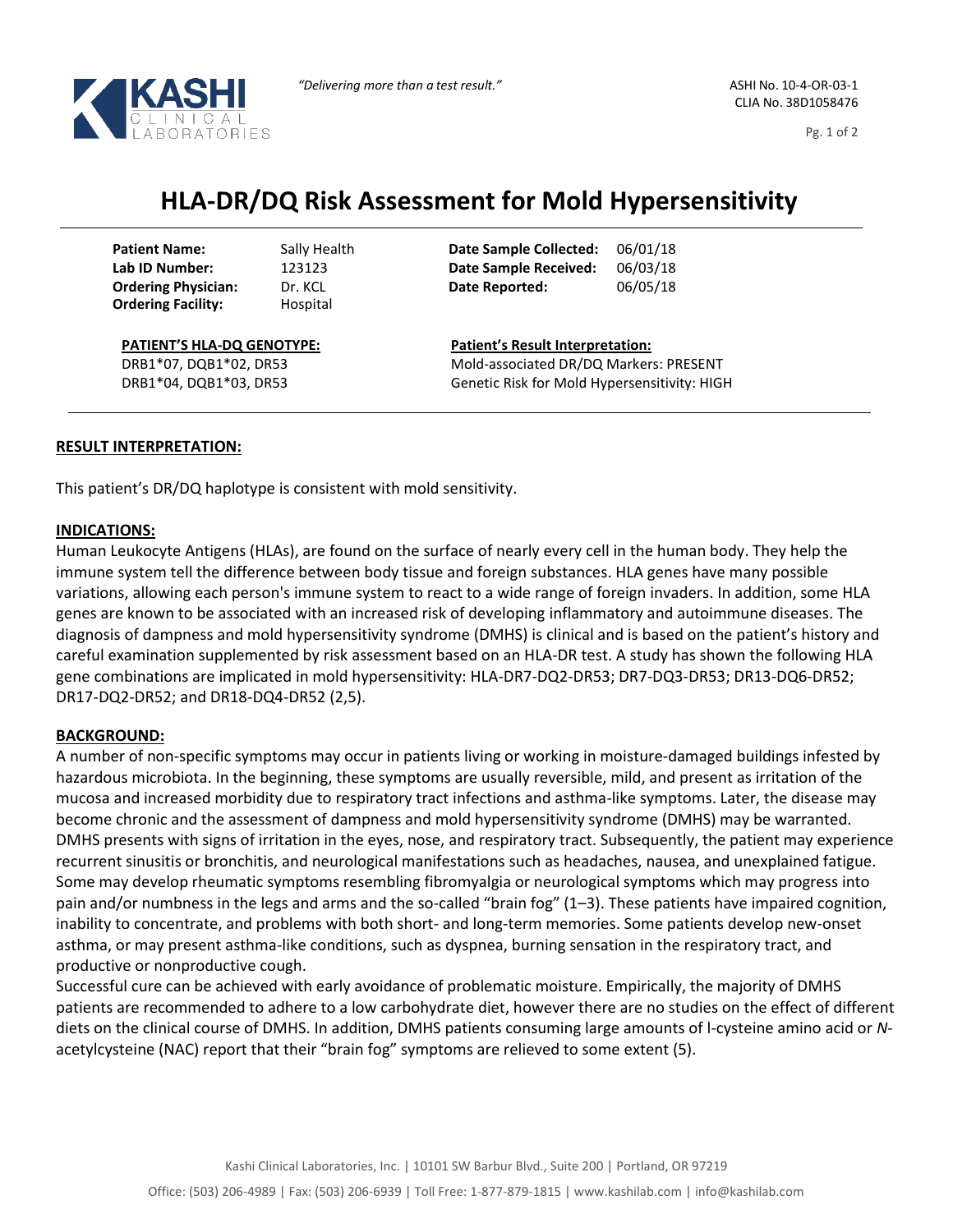*"Delivering more than a test result."*

ASHI No. 10-4-OR-03-1
CLIA No. 38D1058476

# HLA-DR/DQ Risk Assessment for Mold Hypersensitivity

| | | | |
|---|---|---|---|
| **Patient Name:** | Sally Health | **Date Sample Collected:** | 06/01/18 |
| **Lab ID Number:** | 123123 | **Date Sample Received:** | 06/03/18 |
| **Ordering Physician:** | Dr. KCL | **Date Reported:** | 06/05/18 |
| **Ordering Facility:** | Hospital | | |

**PATIENT'S HLA-DQ GENOTYPE:**
DRB1*07, DQB1*02, DR53
DRB1*04, DQB1*03, DR53

**Patient's Result Interpretation:**
Mold-associated DR/DQ Markers: PRESENT
Genetic Risk for Mold Hypersensitivity: HIGH

## RESULT INTERPRETATION:

This patient's DR/DQ haplotype is consistent with mold sensitivity.

## INDICATIONS:

Human Leukocyte Antigens (HLAs), are found on the surface of nearly every cell in the human body. They help the immune system tell the difference between body tissue and foreign substances. HLA genes have many possible variations, allowing each person's immune system to react to a wide range of foreign invaders. In addition, some HLA genes are known to be associated with an increased risk of developing inflammatory and autoimmune diseases. The diagnosis of dampness and mold hypersensitivity syndrome (DMHS) is clinical and is based on the patient's history and careful examination supplemented by risk assessment based on an HLA-DR test. A study has shown the following HLA gene combinations are implicated in mold hypersensitivity: HLA-DR7-DQ2-DR53; DR7-DQ3-DR53; DR13-DQ6-DR52; DR17-DQ2-DR52; and DR18-DQ4-DR52 (2,5).

## BACKGROUND:

A number of non-specific symptoms may occur in patients living or working in moisture-damaged buildings infested by hazardous microbiota. In the beginning, these symptoms are usually reversible, mild, and present as irritation of the mucosa and increased morbidity due to respiratory tract infections and asthma-like symptoms. Later, the disease may become chronic and the assessment of dampness and mold hypersensitivity syndrome (DMHS) may be warranted. DMHS presents with signs of irritation in the eyes, nose, and respiratory tract. Subsequently, the patient may experience recurrent sinusitis or bronchitis, and neurological manifestations such as headaches, nausea, and unexplained fatigue. Some may develop rheumatic symptoms resembling fibromyalgia or neurological symptoms which may progress into pain and/or numbness in the legs and arms and the so-called "brain fog" (1–3). These patients have impaired cognition, inability to concentrate, and problems with both short- and long-term memories. Some patients develop new-onset asthma, or may present asthma-like conditions, such as dyspnea, burning sensation in the respiratory tract, and productive or nonproductive cough.

Successful cure can be achieved with early avoidance of problematic moisture. Empirically, the majority of DMHS patients are recommended to adhere to a low carbohydrate diet, however there are no studies on the effect of different diets on the clinical course of DMHS. In addition, DMHS patients consuming large amounts of l-cysteine amino acid or *N*-acetylcysteine (NAC) report that their "brain fog" symptoms are relieved to some extent (5).

Kashi Clinical Laboratories, Inc. | 10101 SW Barbur Blvd., Suite 200 | Portland, OR 97219
Office: (503) 206-4989 | Fax: (503) 206-6939 | Toll Free: 1-877-879-1815 | www.kashilab.com | info@kashilab.com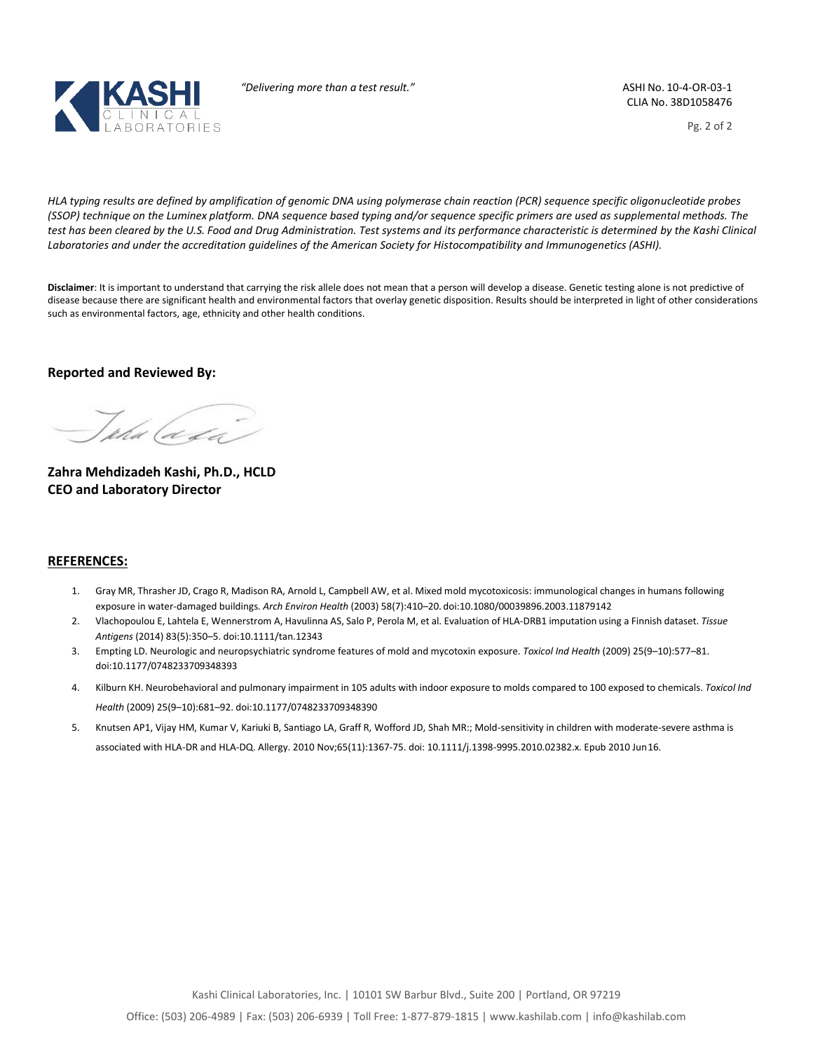*HLA typing results are defined by amplification of genomic DNA using polymerase chain reaction (PCR) sequence specific oligonucleotide probes (SSOP) technique on the Luminex platform. DNA sequence based typing and/or sequence specific primers are used as supplemental methods. The test has been cleared by the U.S. Food and Drug Administration. Test systems and its performance characteristic is determined by the Kashi Clinical Laboratories and under the accreditation guidelines of the American Society for Histocompatibility and Immunogenetics (ASHI).*

**Disclaimer**: It is important to understand that carrying the risk allele does not mean that a person will develop a disease. Genetic testing alone is not predictive of disease because there are significant health and environmental factors that overlay genetic disposition. Results should be interpreted in light of other considerations such as environmental factors, age, ethnicity and other health conditions.

**Reported and Reviewed By:**

**Zahra Mehdizadeh Kashi, Ph.D., HCLD**
**CEO and Laboratory Director**

## REFERENCES:

1. Gray MR, Thrasher JD, Crago R, Madison RA, Arnold L, Campbell AW, et al. Mixed mold mycotoxicosis: immunological changes in humans following exposure in water-damaged buildings. *Arch Environ Health* (2003) 58(7):410–20. doi:10.1080/00039896.2003.11879142
2. Vlachopoulou E, Lahtela E, Wennerstrom A, Havulinna AS, Salo P, Perola M, et al. Evaluation of HLA-DRB1 imputation using a Finnish dataset. *Tissue Antigens* (2014) 83(5):350–5. doi:10.1111/tan.12343
3. Empting LD. Neurologic and neuropsychiatric syndrome features of mold and mycotoxin exposure. *Toxicol Ind Health* (2009) 25(9–10):577–81. doi:10.1177/0748233709348393
4. Kilburn KH. Neurobehavioral and pulmonary impairment in 105 adults with indoor exposure to molds compared to 100 exposed to chemicals. *Toxicol Ind Health* (2009) 25(9–10):681–92. doi:10.1177/0748233709348390
5. Knutsen AP1, Vijay HM, Kumar V, Kariuki B, Santiago LA, Graff R, Wofford JD, Shah MR:; Mold-sensitivity in children with moderate-severe asthma is associated with HLA-DR and HLA-DQ. Allergy. 2010 Nov;65(11):1367-75. doi: 10.1111/j.1398-9995.2010.02382.x. Epub 2010 Jun16.